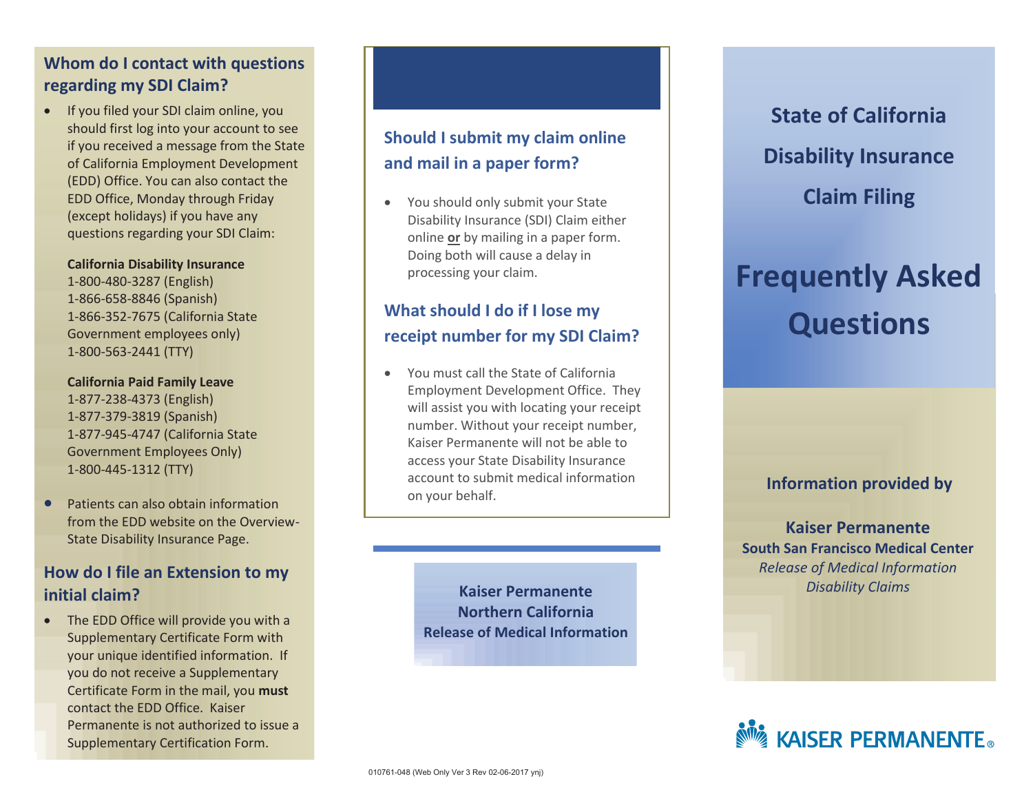# State of California Disability Insurance Claim Filing

# Frequently Asked Questions

**Information provided by**

**Kaiser Permanente**
**South San Francisco Medical Center**
*Release of Medical Information*
*Disability Claims*

KAISER PERMANENTE®

## Whom do I contact with questions regarding my SDI Claim?

- If you filed your SDI claim online, you should first log into your account to see if you received a message from the State of California Employment Development (EDD) Office. You can also contact the EDD Office, Monday through Friday (except holidays) if you have any questions regarding your SDI Claim:

  **California Disability Insurance**
  1-800-480-3287 (English)
  1-866-658-8846 (Spanish)
  1-866-352-7675 (California State Government employees only)
  1-800-563-2441 (TTY)

  **California Paid Family Leave**
  1-877-238-4373 (English)
  1-877-379-3819 (Spanish)
  1-877-945-4747 (California State Government Employees Only)
  1-800-445-1312 (TTY)

- Patients can also obtain information from the EDD website on the Overview-State Disability Insurance Page.

## How do I file an Extension to my initial claim?

- The EDD Office will provide you with a Supplementary Certificate Form with your unique identified information. If you do not receive a Supplementary Certificate Form in the mail, you **must** contact the EDD Office. Kaiser Permanente is not authorized to issue a Supplementary Certification Form.

## Should I submit my claim online and mail in a paper form?

- You should only submit your State Disability Insurance (SDI) Claim either online **or** by mailing in a paper form. Doing both will cause a delay in processing your claim.

## What should I do if I lose my receipt number for my SDI Claim?

- You must call the State of California Employment Development Office. They will assist you with locating your receipt number. Without your receipt number, Kaiser Permanente will not be able to access your State Disability Insurance account to submit medical information on your behalf.

**Kaiser Permanente**
**Northern California**
**Release of Medical Information**

010761-048 (Web Only Ver 3 Rev 02-06-2017 ynj)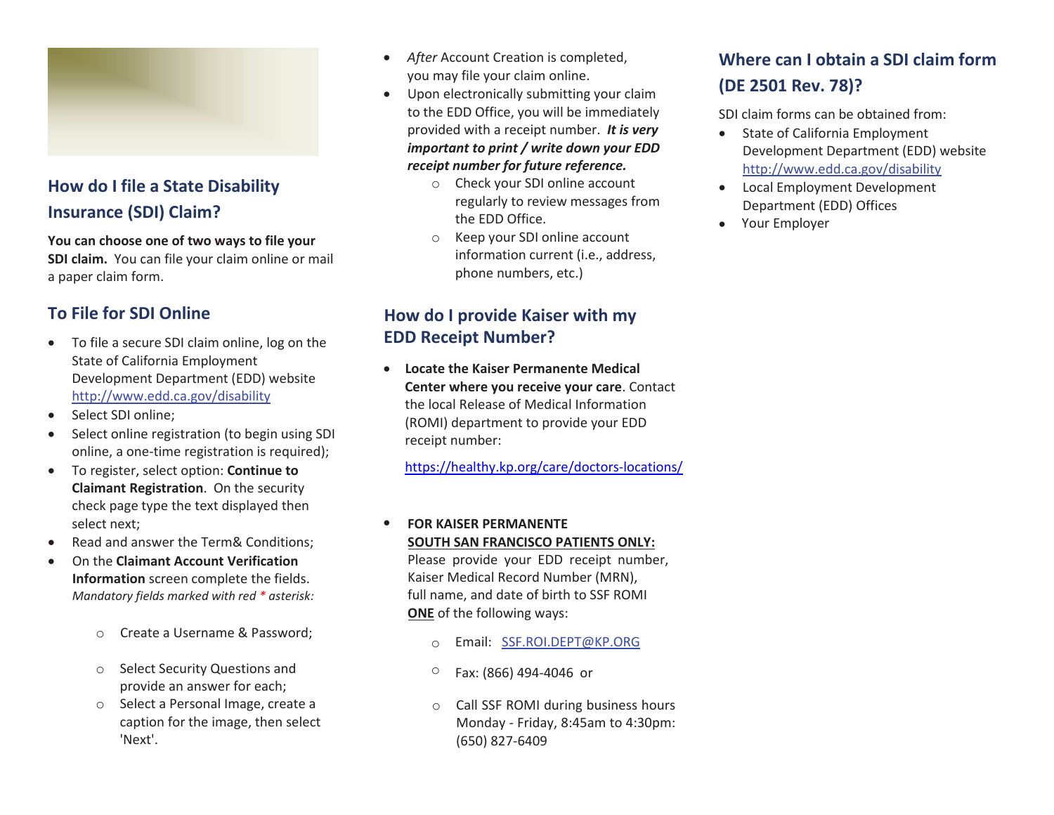## How do I file a State Disability Insurance (SDI) Claim?

**You can choose one of two ways to file your SDI claim.** You can file your claim online or mail a paper claim form.

## To File for SDI Online

- To file a secure SDI claim online, log on the State of California Employment Development Department (EDD) website http://www.edd.ca.gov/disability
- Select SDI online;
- Select online registration (to begin using SDI online, a one-time registration is required);
- To register, select option: **Continue to Claimant Registration**. On the security check page type the text displayed then select next;
- Read and answer the Term& Conditions;
- On the **Claimant Account Verification Information** screen complete the fields. *Mandatory fields marked with red * asterisk:*
  - Create a Username & Password;
  - Select Security Questions and provide an answer for each;
  - Select a Personal Image, create a caption for the image, then select 'Next'.
- *After* Account Creation is completed, you may file your claim online.
- Upon electronically submitting your claim to the EDD Office, you will be immediately provided with a receipt number. ***It is very important to print / write down your EDD receipt number for future reference.***
  - Check your SDI online account regularly to review messages from the EDD Office.
  - Keep your SDI online account information current (i.e., address, phone numbers, etc.)

## How do I provide Kaiser with my EDD Receipt Number?

- **Locate the Kaiser Permanente Medical Center where you receive your care**. Contact the local Release of Medical Information (ROMI) department to provide your EDD receipt number:

  https://healthy.kp.org/care/doctors-locations/

- **FOR KAISER PERMANENTE**
  **<u>SOUTH SAN FRANCISCO PATIENTS ONLY:</u>**
  Please provide your EDD receipt number, Kaiser Medical Record Number (MRN), full name, and date of birth to SSF ROMI **<u>ONE</u>** of the following ways:
  - Email: SSF.ROI.DEPT@KP.ORG
  - Fax: (866) 494-4046 or
  - Call SSF ROMI during business hours Monday - Friday, 8:45am to 4:30pm: (650) 827-6409

## Where can I obtain a SDI claim form (DE 2501 Rev. 78)?

SDI claim forms can be obtained from:

- State of California Employment Development Department (EDD) website http://www.edd.ca.gov/disability
- Local Employment Development Department (EDD) Offices
- Your Employer